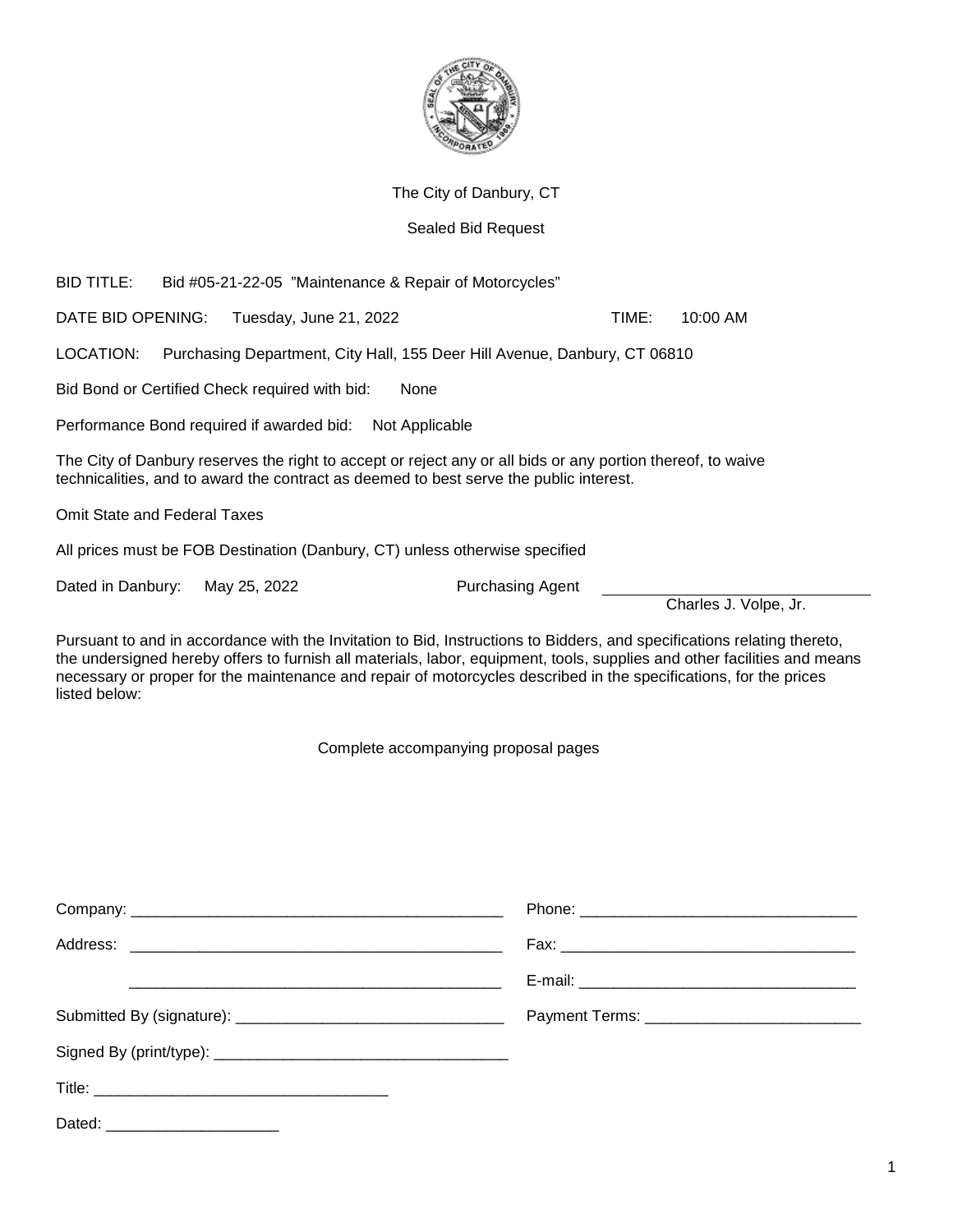The City of Danbury, CT

Sealed Bid Request

BID TITLE: Bid #05-21-22-05 "Maintenance & Repair of Motorcycles"

DATE BID OPENING: Tuesday, June 21, 2022 TIME: 10:00 AM

LOCATION: Purchasing Department, City Hall, 155 Deer Hill Avenue, Danbury, CT 06810

Bid Bond or Certified Check required with bid: None

Performance Bond required if awarded bid: Not Applicable

The City of Danbury reserves the right to accept or reject any or all bids or any portion thereof, to waive technicalities, and to award the contract as deemed to best serve the public interest.

Omit State and Federal Taxes

All prices must be FOB Destination (Danbury, CT) unless otherwise specified

Dated in Danbury: May 25, 2022 Purchasing Agent ______________________________
Charles J. Volpe, Jr.

Pursuant to and in accordance with the Invitation to Bid, Instructions to Bidders, and specifications relating thereto, the undersigned hereby offers to furnish all materials, labor, equipment, tools, supplies and other facilities and means necessary or proper for the maintenance and repair of motorcycles described in the specifications, for the prices listed below:

Complete accompanying proposal pages

Company: ____________________________________________ Phone: ________________________________

Address: ____________________________________________ Fax: __________________________________

____________________________________________ E-mail: ________________________________

Submitted By (signature): ______________________________ Payment Terms: ________________________

Signed By (print/type): _________________________________

Title: __________________________________

Dated: ____________________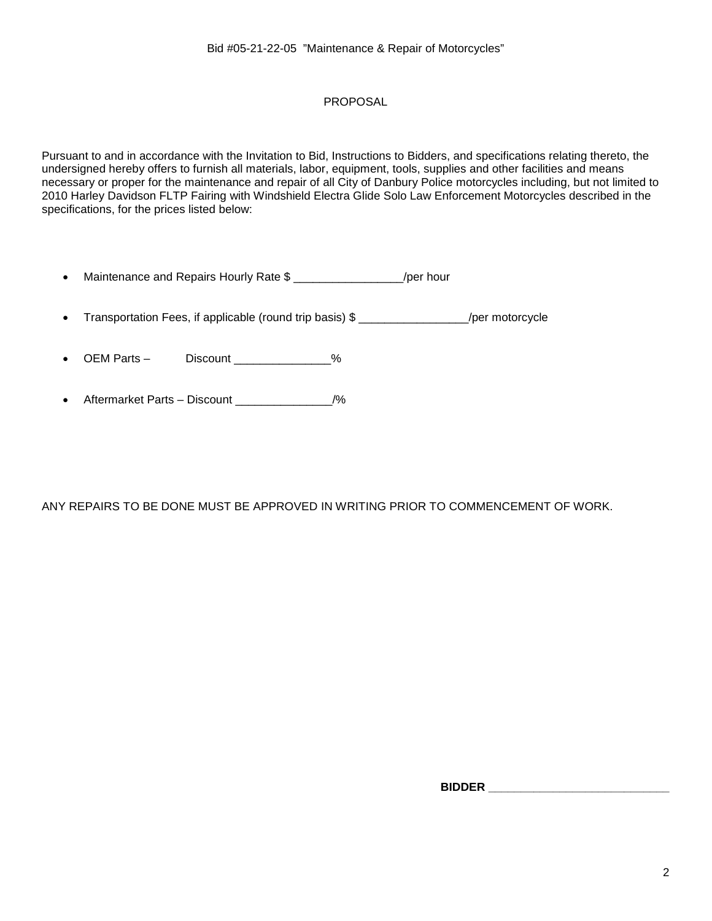Bid #05-21-22-05 "Maintenance & Repair of Motorcycles"

# PROPOSAL

Pursuant to and in accordance with the Invitation to Bid, Instructions to Bidders, and specifications relating thereto, the undersigned hereby offers to furnish all materials, labor, equipment, tools, supplies and other facilities and means necessary or proper for the maintenance and repair of all City of Danbury Police motorcycles including, but not limited to 2010 Harley Davidson FLTP Fairing with Windshield Electra Glide Solo Law Enforcement Motorcycles described in the specifications, for the prices listed below:

- Maintenance and Repairs Hourly Rate $ _________________/per hour
- Transportation Fees, if applicable (round trip basis) $ _________________/per motorcycle
- OEM Parts – Discount _______________%
- Aftermarket Parts – Discount _______________/%

ANY REPAIRS TO BE DONE MUST BE APPROVED IN WRITING PRIOR TO COMMENCEMENT OF WORK.

**BIDDER** _____________________________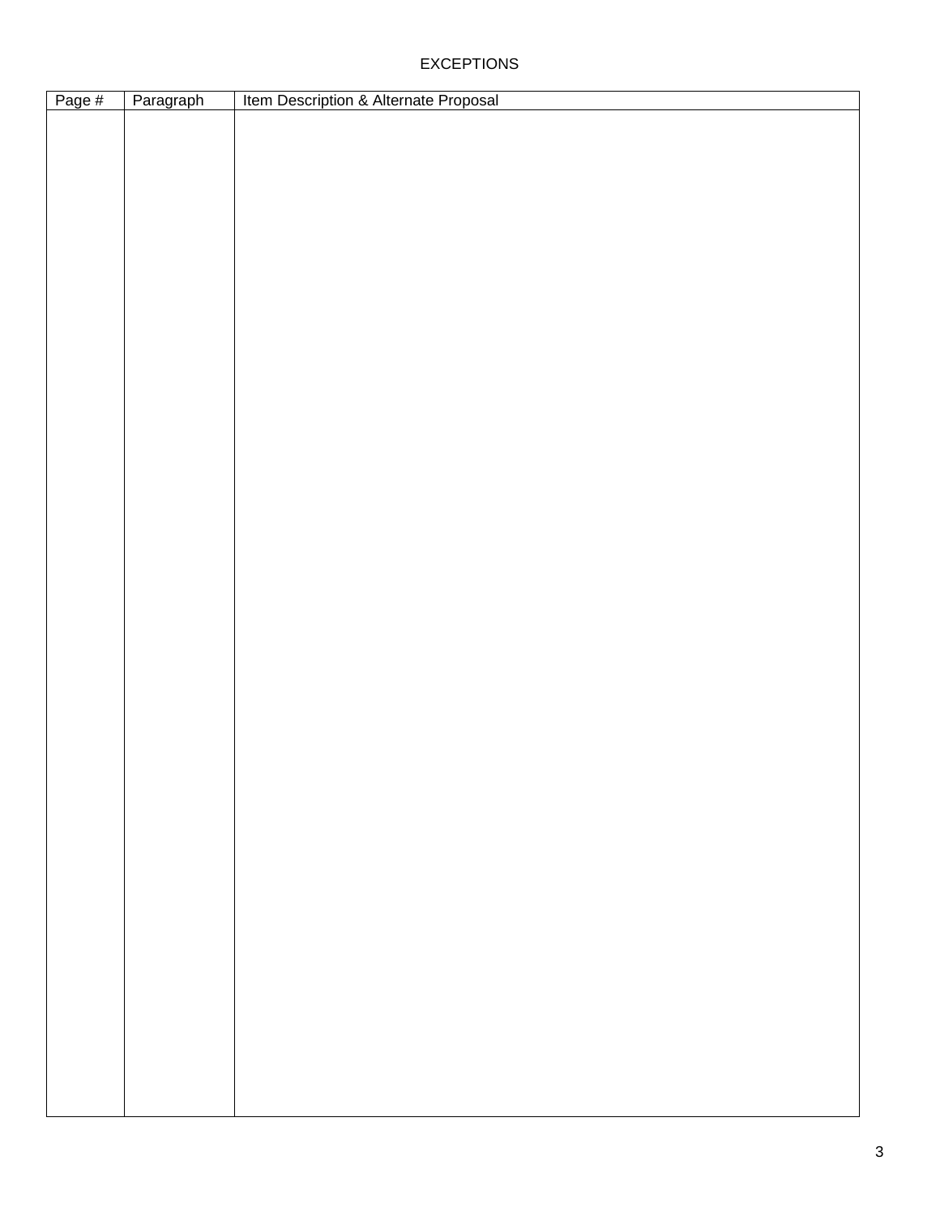EXCEPTIONS

| Page # | Paragraph | Item Description & Alternate Proposal |
| --- | --- | --- |
| | | |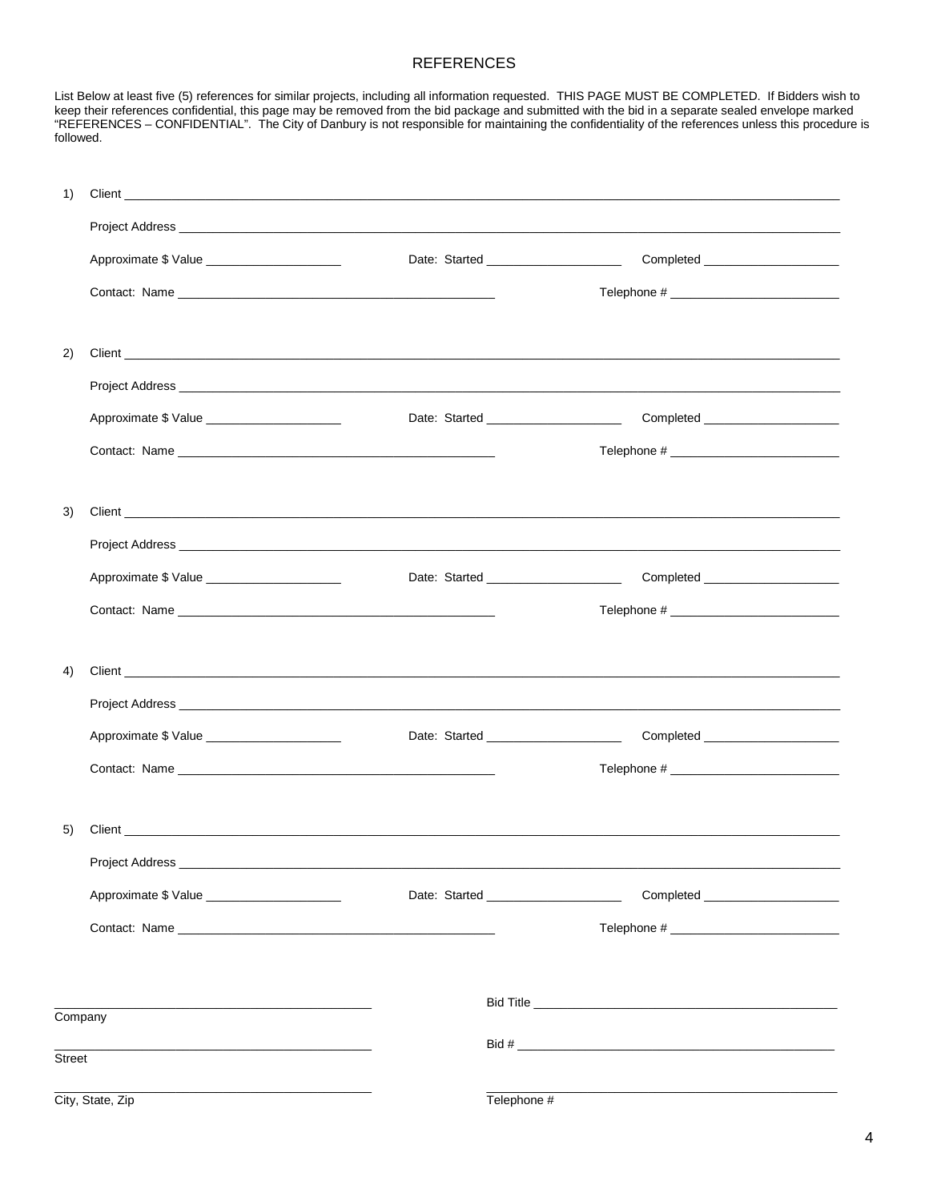# REFERENCES

List Below at least five (5) references for similar projects, including all information requested. THIS PAGE MUST BE COMPLETED. If Bidders wish to keep their references confidential, this page may be removed from the bid package and submitted with the bid in a separate sealed envelope marked "REFERENCES – CONFIDENTIAL". The City of Danbury is not responsible for maintaining the confidentiality of the references unless this procedure is followed.

1) Client ______________________________________________________________________

Project Address ______________________________________________________________

Approximate $ Value ____________________ Date: Started ____________________ Completed ____________________

Contact: Name ______________________________________________ Telephone # ________________________

2) Client ______________________________________________________________________

Project Address ______________________________________________________________

Approximate $ Value ____________________ Date: Started ____________________ Completed ____________________

Contact: Name ______________________________________________ Telephone # ________________________

3) Client ______________________________________________________________________

Project Address ______________________________________________________________

Approximate $ Value ____________________ Date: Started ____________________ Completed ____________________

Contact: Name ______________________________________________ Telephone # ________________________

4) Client ______________________________________________________________________

Project Address ______________________________________________________________

Approximate $ Value ____________________ Date: Started ____________________ Completed ____________________

Contact: Name ______________________________________________ Telephone # ________________________

5) Client ______________________________________________________________________

Project Address ______________________________________________________________

Approximate $ Value ____________________ Date: Started ____________________ Completed ____________________

Contact: Name ______________________________________________ Telephone # ________________________

______________________________________________
Company

______________________________________________
Street

______________________________________________
City, State, Zip

Bid Title ______________________________________________

Bid # ______________________________________________

______________________________________________
Telephone #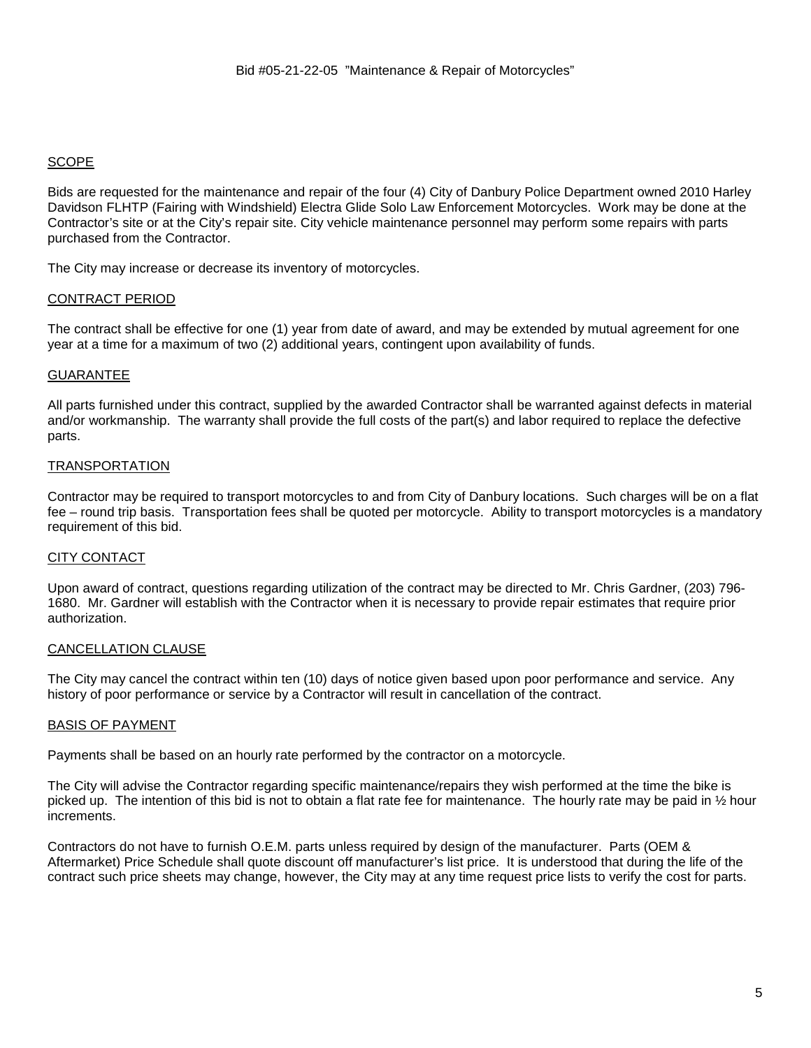Bid #05-21-22-05 "Maintenance & Repair of Motorcycles"

## SCOPE

Bids are requested for the maintenance and repair of the four (4) City of Danbury Police Department owned 2010 Harley Davidson FLHTP (Fairing with Windshield) Electra Glide Solo Law Enforcement Motorcycles. Work may be done at the Contractor's site or at the City's repair site. City vehicle maintenance personnel may perform some repairs with parts purchased from the Contractor.

The City may increase or decrease its inventory of motorcycles.

## CONTRACT PERIOD

The contract shall be effective for one (1) year from date of award, and may be extended by mutual agreement for one year at a time for a maximum of two (2) additional years, contingent upon availability of funds.

## GUARANTEE

All parts furnished under this contract, supplied by the awarded Contractor shall be warranted against defects in material and/or workmanship. The warranty shall provide the full costs of the part(s) and labor required to replace the defective parts.

## TRANSPORTATION

Contractor may be required to transport motorcycles to and from City of Danbury locations. Such charges will be on a flat fee – round trip basis. Transportation fees shall be quoted per motorcycle. Ability to transport motorcycles is a mandatory requirement of this bid.

## CITY CONTACT

Upon award of contract, questions regarding utilization of the contract may be directed to Mr. Chris Gardner, (203) 796-1680. Mr. Gardner will establish with the Contractor when it is necessary to provide repair estimates that require prior authorization.

## CANCELLATION CLAUSE

The City may cancel the contract within ten (10) days of notice given based upon poor performance and service. Any history of poor performance or service by a Contractor will result in cancellation of the contract.

## BASIS OF PAYMENT

Payments shall be based on an hourly rate performed by the contractor on a motorcycle.

The City will advise the Contractor regarding specific maintenance/repairs they wish performed at the time the bike is picked up. The intention of this bid is not to obtain a flat rate fee for maintenance. The hourly rate may be paid in ½ hour increments.

Contractors do not have to furnish O.E.M. parts unless required by design of the manufacturer. Parts (OEM & Aftermarket) Price Schedule shall quote discount off manufacturer's list price. It is understood that during the life of the contract such price sheets may change, however, the City may at any time request price lists to verify the cost for parts.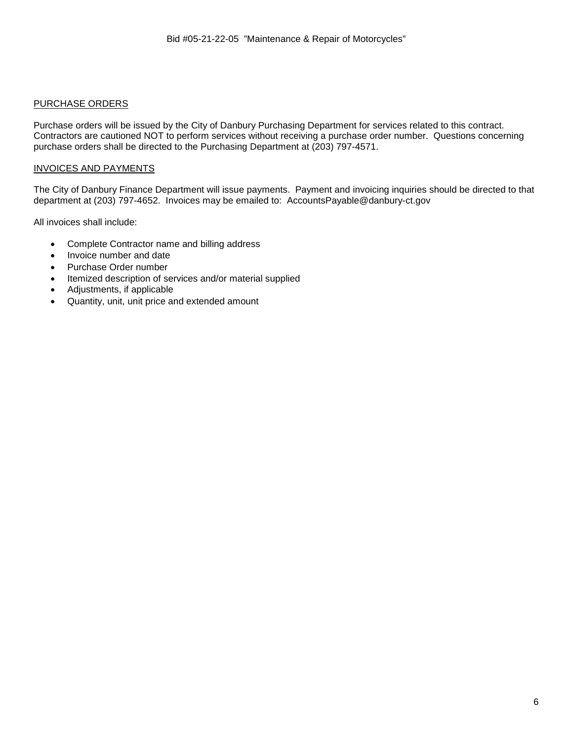## PURCHASE ORDERS

Purchase orders will be issued by the City of Danbury Purchasing Department for services related to this contract. Contractors are cautioned NOT to perform services without receiving a purchase order number. Questions concerning purchase orders shall be directed to the Purchasing Department at (203) 797-4571.

## INVOICES AND PAYMENTS

The City of Danbury Finance Department will issue payments. Payment and invoicing inquiries should be directed to that department at (203) 797-4652. Invoices may be emailed to: AccountsPayable@danbury-ct.gov

All invoices shall include:

- Complete Contractor name and billing address
- Invoice number and date
- Purchase Order number
- Itemized description of services and/or material supplied
- Adjustments, if applicable
- Quantity, unit, unit price and extended amount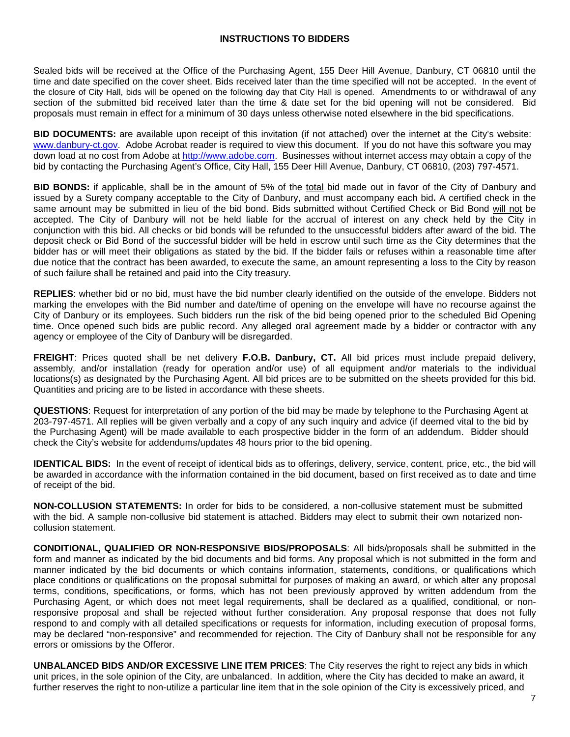## INSTRUCTIONS TO BIDDERS

Sealed bids will be received at the Office of the Purchasing Agent, 155 Deer Hill Avenue, Danbury, CT 06810 until the time and date specified on the cover sheet. Bids received later than the time specified will not be accepted. In the event of the closure of City Hall, bids will be opened on the following day that City Hall is opened. Amendments to or withdrawal of any section of the submitted bid received later than the time & date set for the bid opening will not be considered. Bid proposals must remain in effect for a minimum of 30 days unless otherwise noted elsewhere in the bid specifications.

**BID DOCUMENTS:** are available upon receipt of this invitation (if not attached) over the internet at the City's website: www.danbury-ct.gov. Adobe Acrobat reader is required to view this document. If you do not have this software you may down load at no cost from Adobe at http://www.adobe.com. Businesses without internet access may obtain a copy of the bid by contacting the Purchasing Agent's Office, City Hall, 155 Deer Hill Avenue, Danbury, CT 06810, (203) 797-4571.

**BID BONDS:** if applicable, shall be in the amount of 5% of the total bid made out in favor of the City of Danbury and issued by a Surety company acceptable to the City of Danbury, and must accompany each bid**.** A certified check in the same amount may be submitted in lieu of the bid bond. Bids submitted without Certified Check or Bid Bond will not be accepted. The City of Danbury will not be held liable for the accrual of interest on any check held by the City in conjunction with this bid. All checks or bid bonds will be refunded to the unsuccessful bidders after award of the bid. The deposit check or Bid Bond of the successful bidder will be held in escrow until such time as the City determines that the bidder has or will meet their obligations as stated by the bid. If the bidder fails or refuses within a reasonable time after due notice that the contract has been awarded, to execute the same, an amount representing a loss to the City by reason of such failure shall be retained and paid into the City treasury.

**REPLIES**: whether bid or no bid, must have the bid number clearly identified on the outside of the envelope. Bidders not marking the envelopes with the Bid number and date/time of opening on the envelope will have no recourse against the City of Danbury or its employees. Such bidders run the risk of the bid being opened prior to the scheduled Bid Opening time. Once opened such bids are public record. Any alleged oral agreement made by a bidder or contractor with any agency or employee of the City of Danbury will be disregarded.

**FREIGHT**: Prices quoted shall be net delivery **F.O.B. Danbury, CT.** All bid prices must include prepaid delivery, assembly, and/or installation (ready for operation and/or use) of all equipment and/or materials to the individual locations(s) as designated by the Purchasing Agent. All bid prices are to be submitted on the sheets provided for this bid. Quantities and pricing are to be listed in accordance with these sheets.

**QUESTIONS**: Request for interpretation of any portion of the bid may be made by telephone to the Purchasing Agent at 203-797-4571. All replies will be given verbally and a copy of any such inquiry and advice (if deemed vital to the bid by the Purchasing Agent) will be made available to each prospective bidder in the form of an addendum. Bidder should check the City's website for addendums/updates 48 hours prior to the bid opening.

**IDENTICAL BIDS:** In the event of receipt of identical bids as to offerings, delivery, service, content, price, etc., the bid will be awarded in accordance with the information contained in the bid document, based on first received as to date and time of receipt of the bid.

**NON-COLLUSION STATEMENTS:** In order for bids to be considered, a non-collusive statement must be submitted with the bid. A sample non-collusive bid statement is attached. Bidders may elect to submit their own notarized non-collusion statement.

**CONDITIONAL, QUALIFIED OR NON-RESPONSIVE BIDS/PROPOSALS**: All bids/proposals shall be submitted in the form and manner as indicated by the bid documents and bid forms. Any proposal which is not submitted in the form and manner indicated by the bid documents or which contains information, statements, conditions, or qualifications which place conditions or qualifications on the proposal submittal for purposes of making an award, or which alter any proposal terms, conditions, specifications, or forms, which has not been previously approved by written addendum from the Purchasing Agent, or which does not meet legal requirements, shall be declared as a qualified, conditional, or non-responsive proposal and shall be rejected without further consideration. Any proposal response that does not fully respond to and comply with all detailed specifications or requests for information, including execution of proposal forms, may be declared "non-responsive" and recommended for rejection. The City of Danbury shall not be responsible for any errors or omissions by the Offeror.

**UNBALANCED BIDS AND/OR EXCESSIVE LINE ITEM PRICES**: The City reserves the right to reject any bids in which unit prices, in the sole opinion of the City, are unbalanced. In addition, where the City has decided to make an award, it further reserves the right to non-utilize a particular line item that in the sole opinion of the City is excessively priced, and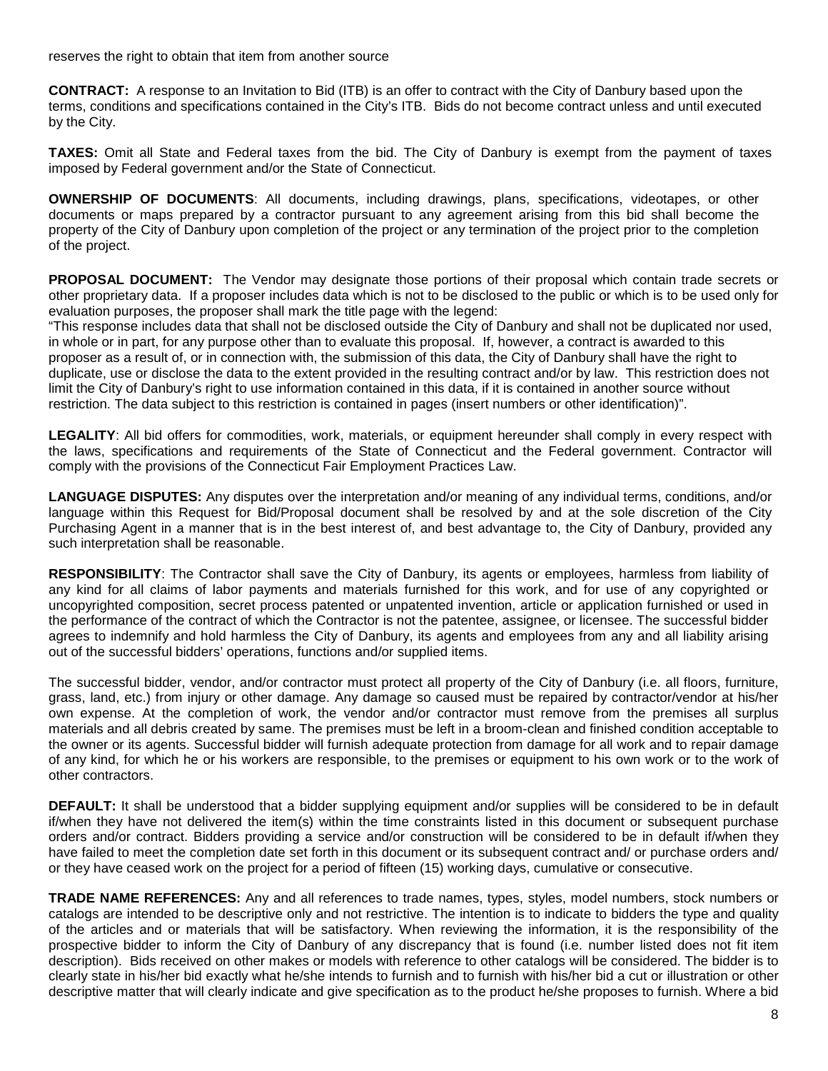reserves the right to obtain that item from another source

**CONTRACT:** A response to an Invitation to Bid (ITB) is an offer to contract with the City of Danbury based upon the terms, conditions and specifications contained in the City's ITB. Bids do not become contract unless and until executed by the City.

**TAXES:** Omit all State and Federal taxes from the bid. The City of Danbury is exempt from the payment of taxes imposed by Federal government and/or the State of Connecticut.

**OWNERSHIP OF DOCUMENTS**: All documents, including drawings, plans, specifications, videotapes, or other documents or maps prepared by a contractor pursuant to any agreement arising from this bid shall become the property of the City of Danbury upon completion of the project or any termination of the project prior to the completion of the project.

**PROPOSAL DOCUMENT:** The Vendor may designate those portions of their proposal which contain trade secrets or other proprietary data. If a proposer includes data which is not to be disclosed to the public or which is to be used only for evaluation purposes, the proposer shall mark the title page with the legend:
"This response includes data that shall not be disclosed outside the City of Danbury and shall not be duplicated nor used, in whole or in part, for any purpose other than to evaluate this proposal. If, however, a contract is awarded to this proposer as a result of, or in connection with, the submission of this data, the City of Danbury shall have the right to duplicate, use or disclose the data to the extent provided in the resulting contract and/or by law. This restriction does not limit the City of Danbury's right to use information contained in this data, if it is contained in another source without restriction. The data subject to this restriction is contained in pages (insert numbers or other identification)".

**LEGALITY**: All bid offers for commodities, work, materials, or equipment hereunder shall comply in every respect with the laws, specifications and requirements of the State of Connecticut and the Federal government. Contractor will comply with the provisions of the Connecticut Fair Employment Practices Law.

**LANGUAGE DISPUTES:** Any disputes over the interpretation and/or meaning of any individual terms, conditions, and/or language within this Request for Bid/Proposal document shall be resolved by and at the sole discretion of the City Purchasing Agent in a manner that is in the best interest of, and best advantage to, the City of Danbury, provided any such interpretation shall be reasonable.

**RESPONSIBILITY**: The Contractor shall save the City of Danbury, its agents or employees, harmless from liability of any kind for all claims of labor payments and materials furnished for this work, and for use of any copyrighted or uncopyrighted composition, secret process patented or unpatented invention, article or application furnished or used in the performance of the contract of which the Contractor is not the patentee, assignee, or licensee. The successful bidder agrees to indemnify and hold harmless the City of Danbury, its agents and employees from any and all liability arising out of the successful bidders' operations, functions and/or supplied items.

The successful bidder, vendor, and/or contractor must protect all property of the City of Danbury (i.e. all floors, furniture, grass, land, etc.) from injury or other damage. Any damage so caused must be repaired by contractor/vendor at his/her own expense. At the completion of work, the vendor and/or contractor must remove from the premises all surplus materials and all debris created by same. The premises must be left in a broom-clean and finished condition acceptable to the owner or its agents. Successful bidder will furnish adequate protection from damage for all work and to repair damage of any kind, for which he or his workers are responsible, to the premises or equipment to his own work or to the work of other contractors.

**DEFAULT:** It shall be understood that a bidder supplying equipment and/or supplies will be considered to be in default if/when they have not delivered the item(s) within the time constraints listed in this document or subsequent purchase orders and/or contract. Bidders providing a service and/or construction will be considered to be in default if/when they have failed to meet the completion date set forth in this document or its subsequent contract and/ or purchase orders and/ or they have ceased work on the project for a period of fifteen (15) working days, cumulative or consecutive.

**TRADE NAME REFERENCES:** Any and all references to trade names, types, styles, model numbers, stock numbers or catalogs are intended to be descriptive only and not restrictive. The intention is to indicate to bidders the type and quality of the articles and or materials that will be satisfactory. When reviewing the information, it is the responsibility of the prospective bidder to inform the City of Danbury of any discrepancy that is found (i.e. number listed does not fit item description). Bids received on other makes or models with reference to other catalogs will be considered. The bidder is to clearly state in his/her bid exactly what he/she intends to furnish and to furnish with his/her bid a cut or illustration or other descriptive matter that will clearly indicate and give specification as to the product he/she proposes to furnish. Where a bid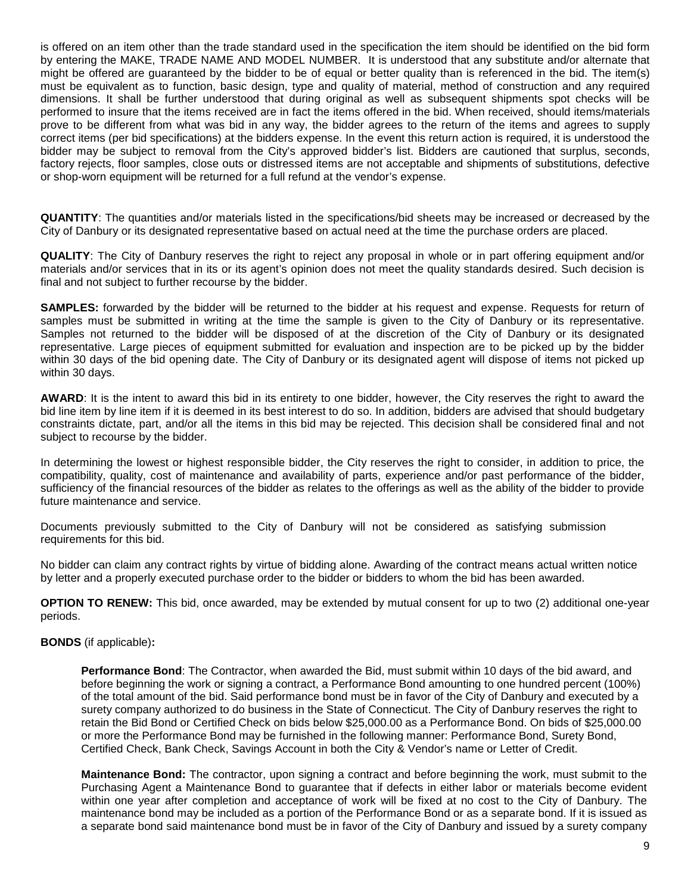is offered on an item other than the trade standard used in the specification the item should be identified on the bid form by entering the MAKE, TRADE NAME AND MODEL NUMBER. It is understood that any substitute and/or alternate that might be offered are guaranteed by the bidder to be of equal or better quality than is referenced in the bid. The item(s) must be equivalent as to function, basic design, type and quality of material, method of construction and any required dimensions. It shall be further understood that during original as well as subsequent shipments spot checks will be performed to insure that the items received are in fact the items offered in the bid. When received, should items/materials prove to be different from what was bid in any way, the bidder agrees to the return of the items and agrees to supply correct items (per bid specifications) at the bidders expense. In the event this return action is required, it is understood the bidder may be subject to removal from the City's approved bidder's list. Bidders are cautioned that surplus, seconds, factory rejects, floor samples, close outs or distressed items are not acceptable and shipments of substitutions, defective or shop-worn equipment will be returned for a full refund at the vendor's expense.

**QUANTITY**: The quantities and/or materials listed in the specifications/bid sheets may be increased or decreased by the City of Danbury or its designated representative based on actual need at the time the purchase orders are placed.

**QUALITY**: The City of Danbury reserves the right to reject any proposal in whole or in part offering equipment and/or materials and/or services that in its or its agent's opinion does not meet the quality standards desired. Such decision is final and not subject to further recourse by the bidder.

**SAMPLES:** forwarded by the bidder will be returned to the bidder at his request and expense. Requests for return of samples must be submitted in writing at the time the sample is given to the City of Danbury or its representative. Samples not returned to the bidder will be disposed of at the discretion of the City of Danbury or its designated representative. Large pieces of equipment submitted for evaluation and inspection are to be picked up by the bidder within 30 days of the bid opening date. The City of Danbury or its designated agent will dispose of items not picked up within 30 days.

**AWARD**: It is the intent to award this bid in its entirety to one bidder, however, the City reserves the right to award the bid line item by line item if it is deemed in its best interest to do so. In addition, bidders are advised that should budgetary constraints dictate, part, and/or all the items in this bid may be rejected. This decision shall be considered final and not subject to recourse by the bidder.

In determining the lowest or highest responsible bidder, the City reserves the right to consider, in addition to price, the compatibility, quality, cost of maintenance and availability of parts, experience and/or past performance of the bidder, sufficiency of the financial resources of the bidder as relates to the offerings as well as the ability of the bidder to provide future maintenance and service.

Documents previously submitted to the City of Danbury will not be considered as satisfying submission requirements for this bid.

No bidder can claim any contract rights by virtue of bidding alone. Awarding of the contract means actual written notice by letter and a properly executed purchase order to the bidder or bidders to whom the bid has been awarded.

**OPTION TO RENEW:** This bid, once awarded, may be extended by mutual consent for up to two (2) additional one-year periods.

**BONDS** (if applicable)**:**

> **Performance Bond**: The Contractor, when awarded the Bid, must submit within 10 days of the bid award, and before beginning the work or signing a contract, a Performance Bond amounting to one hundred percent (100%) of the total amount of the bid. Said performance bond must be in favor of the City of Danbury and executed by a surety company authorized to do business in the State of Connecticut. The City of Danbury reserves the right to retain the Bid Bond or Certified Check on bids below $25,000.00 as a Performance Bond. On bids of $25,000.00 or more the Performance Bond may be furnished in the following manner: Performance Bond, Surety Bond, Certified Check, Bank Check, Savings Account in both the City & Vendor's name or Letter of Credit.
>
> **Maintenance Bond:** The contractor, upon signing a contract and before beginning the work, must submit to the Purchasing Agent a Maintenance Bond to guarantee that if defects in either labor or materials become evident within one year after completion and acceptance of work will be fixed at no cost to the City of Danbury. The maintenance bond may be included as a portion of the Performance Bond or as a separate bond. If it is issued as a separate bond said maintenance bond must be in favor of the City of Danbury and issued by a surety company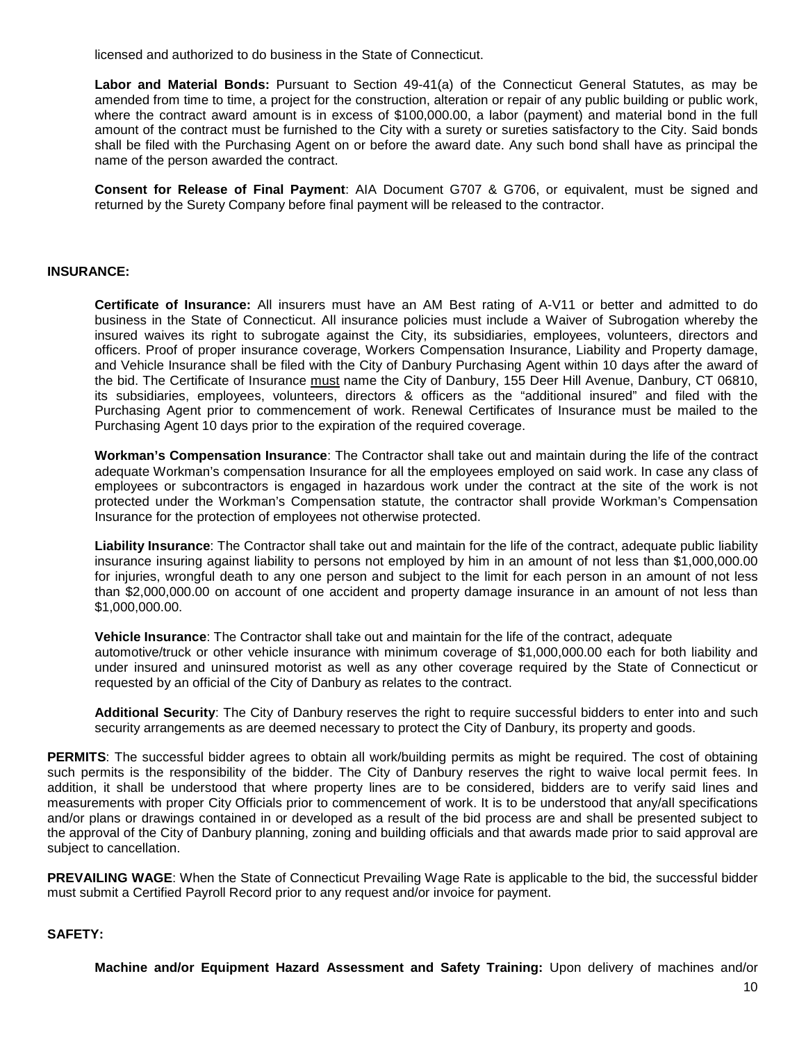licensed and authorized to do business in the State of Connecticut.

**Labor and Material Bonds:** Pursuant to Section 49-41(a) of the Connecticut General Statutes, as may be amended from time to time, a project for the construction, alteration or repair of any public building or public work, where the contract award amount is in excess of $100,000.00, a labor (payment) and material bond in the full amount of the contract must be furnished to the City with a surety or sureties satisfactory to the City. Said bonds shall be filed with the Purchasing Agent on or before the award date. Any such bond shall have as principal the name of the person awarded the contract.

**Consent for Release of Final Payment**: AIA Document G707 & G706, or equivalent, must be signed and returned by the Surety Company before final payment will be released to the contractor.

**INSURANCE:**

**Certificate of Insurance:** All insurers must have an AM Best rating of A-V11 or better and admitted to do business in the State of Connecticut. All insurance policies must include a Waiver of Subrogation whereby the insured waives its right to subrogate against the City, its subsidiaries, employees, volunteers, directors and officers. Proof of proper insurance coverage, Workers Compensation Insurance, Liability and Property damage, and Vehicle Insurance shall be filed with the City of Danbury Purchasing Agent within 10 days after the award of the bid. The Certificate of Insurance must name the City of Danbury, 155 Deer Hill Avenue, Danbury, CT 06810, its subsidiaries, employees, volunteers, directors & officers as the "additional insured" and filed with the Purchasing Agent prior to commencement of work. Renewal Certificates of Insurance must be mailed to the Purchasing Agent 10 days prior to the expiration of the required coverage.

**Workman's Compensation Insurance**: The Contractor shall take out and maintain during the life of the contract adequate Workman's compensation Insurance for all the employees employed on said work. In case any class of employees or subcontractors is engaged in hazardous work under the contract at the site of the work is not protected under the Workman's Compensation statute, the contractor shall provide Workman's Compensation Insurance for the protection of employees not otherwise protected.

**Liability Insurance**: The Contractor shall take out and maintain for the life of the contract, adequate public liability insurance insuring against liability to persons not employed by him in an amount of not less than $1,000,000.00 for injuries, wrongful death to any one person and subject to the limit for each person in an amount of not less than $2,000,000.00 on account of one accident and property damage insurance in an amount of not less than $1,000,000.00.

**Vehicle Insurance**: The Contractor shall take out and maintain for the life of the contract, adequate automotive/truck or other vehicle insurance with minimum coverage of $1,000,000.00 each for both liability and under insured and uninsured motorist as well as any other coverage required by the State of Connecticut or requested by an official of the City of Danbury as relates to the contract.

**Additional Security**: The City of Danbury reserves the right to require successful bidders to enter into and such security arrangements as are deemed necessary to protect the City of Danbury, its property and goods.

**PERMITS**: The successful bidder agrees to obtain all work/building permits as might be required. The cost of obtaining such permits is the responsibility of the bidder. The City of Danbury reserves the right to waive local permit fees. In addition, it shall be understood that where property lines are to be considered, bidders are to verify said lines and measurements with proper City Officials prior to commencement of work. It is to be understood that any/all specifications and/or plans or drawings contained in or developed as a result of the bid process are and shall be presented subject to the approval of the City of Danbury planning, zoning and building officials and that awards made prior to said approval are subject to cancellation.

**PREVAILING WAGE**: When the State of Connecticut Prevailing Wage Rate is applicable to the bid, the successful bidder must submit a Certified Payroll Record prior to any request and/or invoice for payment.

**SAFETY:**

**Machine and/or Equipment Hazard Assessment and Safety Training:** Upon delivery of machines and/or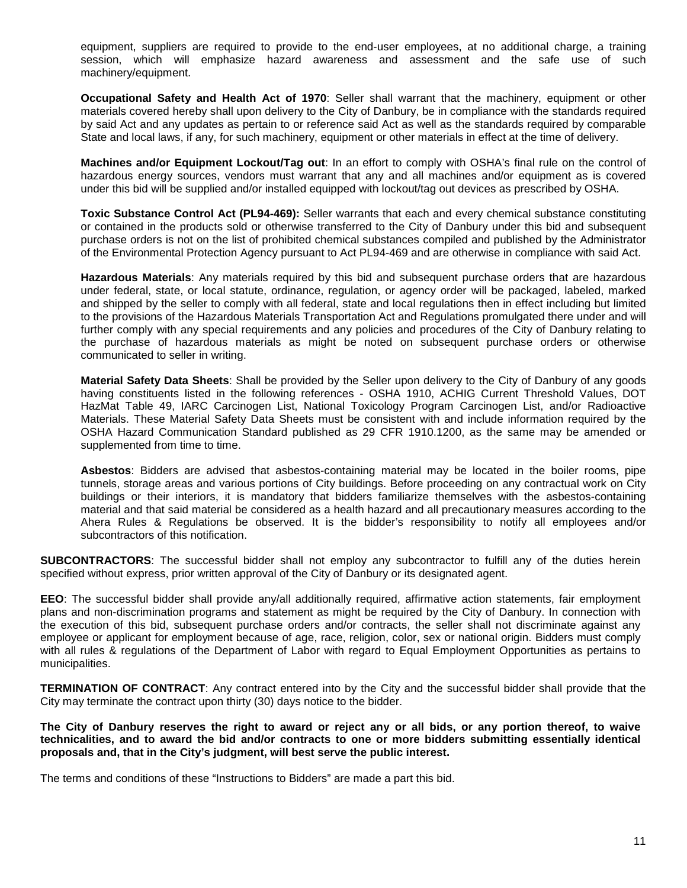equipment, suppliers are required to provide to the end-user employees, at no additional charge, a training session, which will emphasize hazard awareness and assessment and the safe use of such machinery/equipment.

**Occupational Safety and Health Act of 1970**: Seller shall warrant that the machinery, equipment or other materials covered hereby shall upon delivery to the City of Danbury, be in compliance with the standards required by said Act and any updates as pertain to or reference said Act as well as the standards required by comparable State and local laws, if any, for such machinery, equipment or other materials in effect at the time of delivery.

**Machines and/or Equipment Lockout/Tag out**: In an effort to comply with OSHA's final rule on the control of hazardous energy sources, vendors must warrant that any and all machines and/or equipment as is covered under this bid will be supplied and/or installed equipped with lockout/tag out devices as prescribed by OSHA.

**Toxic Substance Control Act (PL94-469):** Seller warrants that each and every chemical substance constituting or contained in the products sold or otherwise transferred to the City of Danbury under this bid and subsequent purchase orders is not on the list of prohibited chemical substances compiled and published by the Administrator of the Environmental Protection Agency pursuant to Act PL94-469 and are otherwise in compliance with said Act.

**Hazardous Materials**: Any materials required by this bid and subsequent purchase orders that are hazardous under federal, state, or local statute, ordinance, regulation, or agency order will be packaged, labeled, marked and shipped by the seller to comply with all federal, state and local regulations then in effect including but limited to the provisions of the Hazardous Materials Transportation Act and Regulations promulgated there under and will further comply with any special requirements and any policies and procedures of the City of Danbury relating to the purchase of hazardous materials as might be noted on subsequent purchase orders or otherwise communicated to seller in writing.

**Material Safety Data Sheets**: Shall be provided by the Seller upon delivery to the City of Danbury of any goods having constituents listed in the following references - OSHA 1910, ACHIG Current Threshold Values, DOT HazMat Table 49, IARC Carcinogen List, National Toxicology Program Carcinogen List, and/or Radioactive Materials. These Material Safety Data Sheets must be consistent with and include information required by the OSHA Hazard Communication Standard published as 29 CFR 1910.1200, as the same may be amended or supplemented from time to time.

**Asbestos**: Bidders are advised that asbestos-containing material may be located in the boiler rooms, pipe tunnels, storage areas and various portions of City buildings. Before proceeding on any contractual work on City buildings or their interiors, it is mandatory that bidders familiarize themselves with the asbestos-containing material and that said material be considered as a health hazard and all precautionary measures according to the Ahera Rules & Regulations be observed. It is the bidder's responsibility to notify all employees and/or subcontractors of this notification.

**SUBCONTRACTORS**: The successful bidder shall not employ any subcontractor to fulfill any of the duties herein specified without express, prior written approval of the City of Danbury or its designated agent.

**EEO**: The successful bidder shall provide any/all additionally required, affirmative action statements, fair employment plans and non-discrimination programs and statement as might be required by the City of Danbury. In connection with the execution of this bid, subsequent purchase orders and/or contracts, the seller shall not discriminate against any employee or applicant for employment because of age, race, religion, color, sex or national origin. Bidders must comply with all rules & regulations of the Department of Labor with regard to Equal Employment Opportunities as pertains to municipalities.

**TERMINATION OF CONTRACT**: Any contract entered into by the City and the successful bidder shall provide that the City may terminate the contract upon thirty (30) days notice to the bidder.

**The City of Danbury reserves the right to award or reject any or all bids, or any portion thereof, to waive technicalities, and to award the bid and/or contracts to one or more bidders submitting essentially identical proposals and, that in the City's judgment, will best serve the public interest.**

The terms and conditions of these "Instructions to Bidders" are made a part this bid.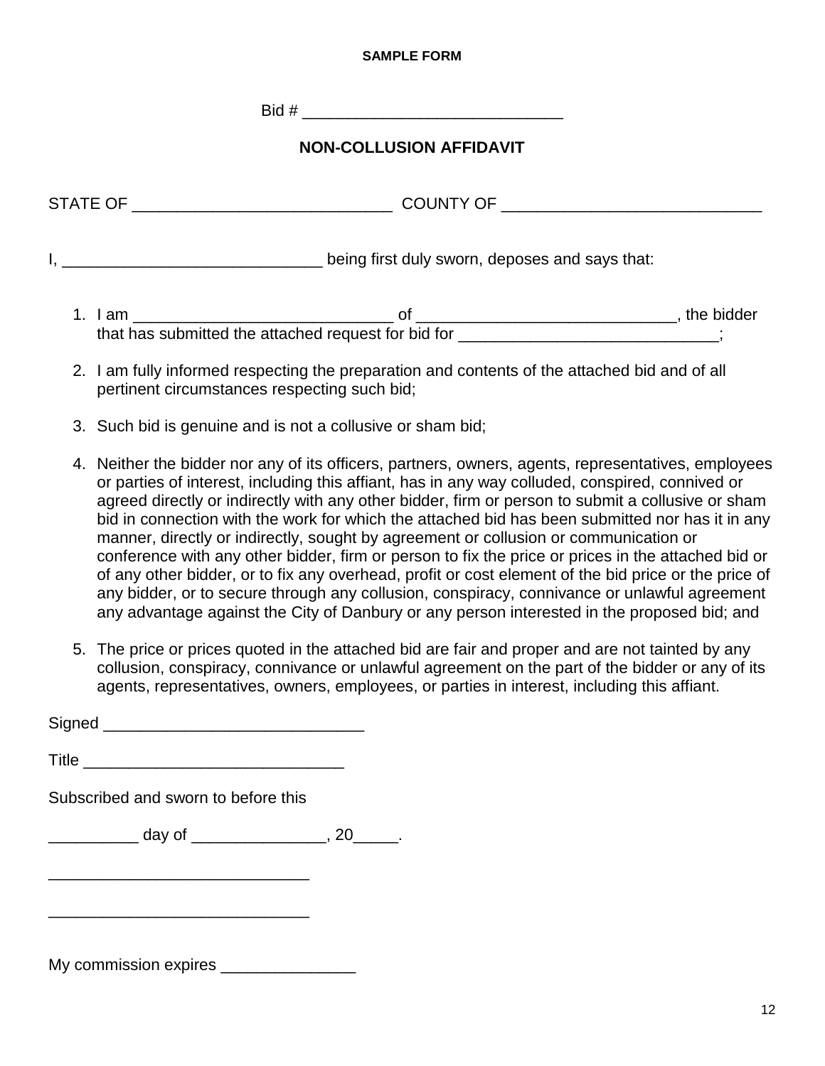**SAMPLE FORM**

Bid # ____________________________

## NON-COLLUSION AFFIDAVIT

STATE OF ____________________________ COUNTY OF ____________________________

I, ____________________________ being first duly sworn, deposes and says that:

1. I am ____________________________ of ____________________________, the bidder that has submitted the attached request for bid for ____________________________;

2. I am fully informed respecting the preparation and contents of the attached bid and of all pertinent circumstances respecting such bid;

3. Such bid is genuine and is not a collusive or sham bid;

4. Neither the bidder nor any of its officers, partners, owners, agents, representatives, employees or parties of interest, including this affiant, has in any way colluded, conspired, connived or agreed directly or indirectly with any other bidder, firm or person to submit a collusive or sham bid in connection with the work for which the attached bid has been submitted nor has it in any manner, directly or indirectly, sought by agreement or collusion or communication or conference with any other bidder, firm or person to fix the price or prices in the attached bid or of any other bidder, or to fix any overhead, profit or cost element of the bid price or the price of any bidder, or to secure through any collusion, conspiracy, connivance or unlawful agreement any advantage against the City of Danbury or any person interested in the proposed bid; and

5. The price or prices quoted in the attached bid are fair and proper and are not tainted by any collusion, conspiracy, connivance or unlawful agreement on the part of the bidder or any of its agents, representatives, owners, employees, or parties in interest, including this affiant.

Signed ____________________________

Title ____________________________

Subscribed and sworn to before this

__________ day of _______________, 20_____.

____________________________

____________________________

My commission expires _______________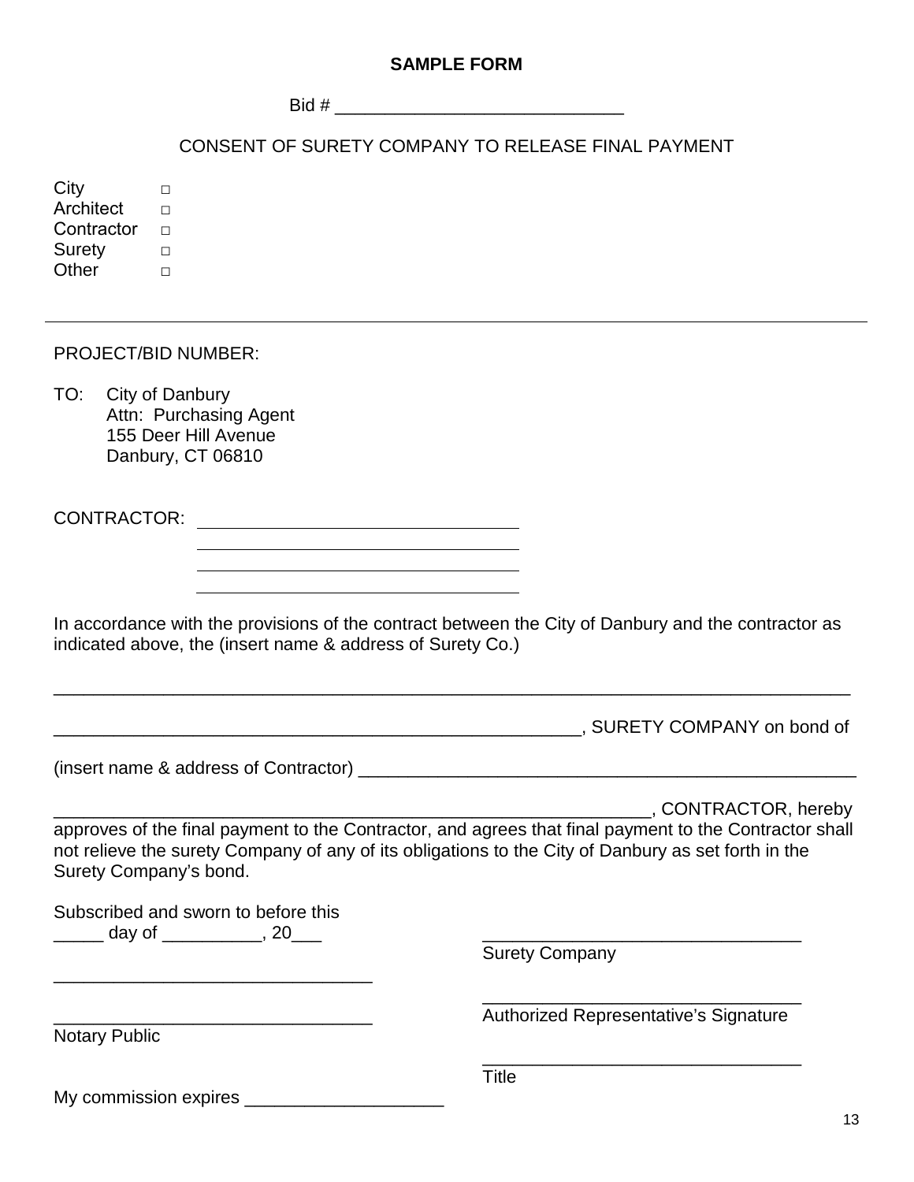**SAMPLE FORM**

Bid # ____________________________

CONSENT OF SURETY COMPANY TO RELEASE FINAL PAYMENT

City □
Architect □
Contractor □
Surety □
Other □

---

PROJECT/BID NUMBER:

TO: City of Danbury
Attn: Purchasing Agent
155 Deer Hill Avenue
Danbury, CT 06810

CONTRACTOR: ______________________________
______________________________
______________________________
______________________________

In accordance with the provisions of the contract between the City of Danbury and the contractor as indicated above, the (insert name & address of Surety Co.)

______________________________________________________________________________

_____________________________________________________, SURETY COMPANY on bond of

(insert name & address of Contractor) __________________________________________________

_____________________________________________________________, CONTRACTOR, hereby approves of the final payment to the Contractor, and agrees that final payment to the Contractor shall not relieve the surety Company of any of its obligations to the City of Danbury as set forth in the Surety Company's bond.

Subscribed and sworn to before this
_____ day of __________, 20___

______________________________

______________________________
Notary Public

My commission expires ____________________

______________________________
Surety Company

______________________________
Authorized Representative's Signature

______________________________
Title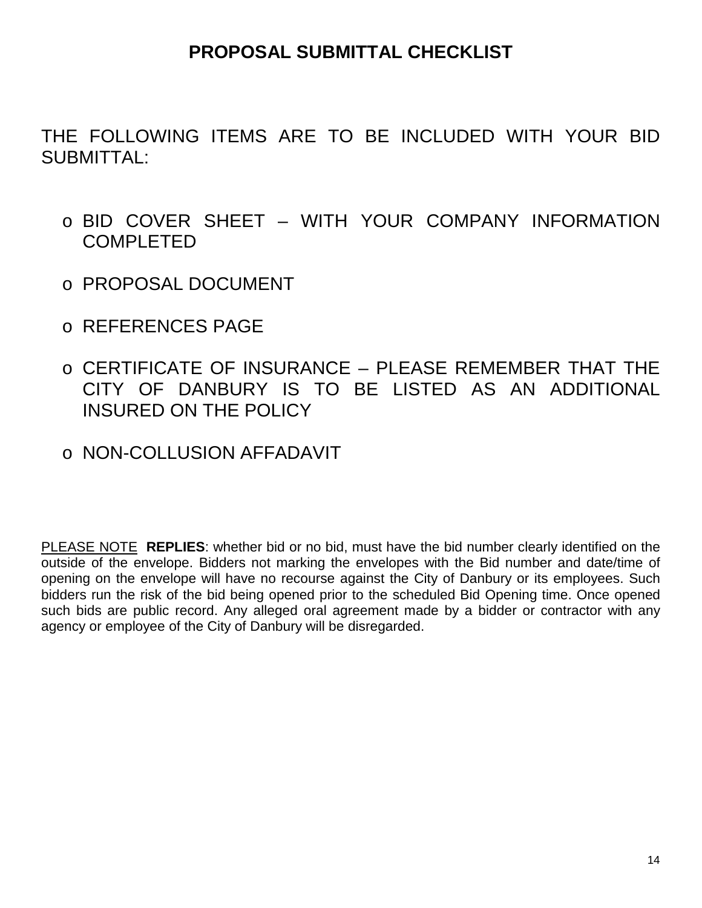# PROPOSAL SUBMITTAL CHECKLIST

THE FOLLOWING ITEMS ARE TO BE INCLUDED WITH YOUR BID SUBMITTAL:

- BID COVER SHEET – WITH YOUR COMPANY INFORMATION COMPLETED
- PROPOSAL DOCUMENT
- REFERENCES PAGE
- CERTIFICATE OF INSURANCE – PLEASE REMEMBER THAT THE CITY OF DANBURY IS TO BE LISTED AS AN ADDITIONAL INSURED ON THE POLICY
- NON-COLLUSION AFFADAVIT

<u>PLEASE NOTE</u> **REPLIES**: whether bid or no bid, must have the bid number clearly identified on the outside of the envelope. Bidders not marking the envelopes with the Bid number and date/time of opening on the envelope will have no recourse against the City of Danbury or its employees. Such bidders run the risk of the bid being opened prior to the scheduled Bid Opening time. Once opened such bids are public record. Any alleged oral agreement made by a bidder or contractor with any agency or employee of the City of Danbury will be disregarded.